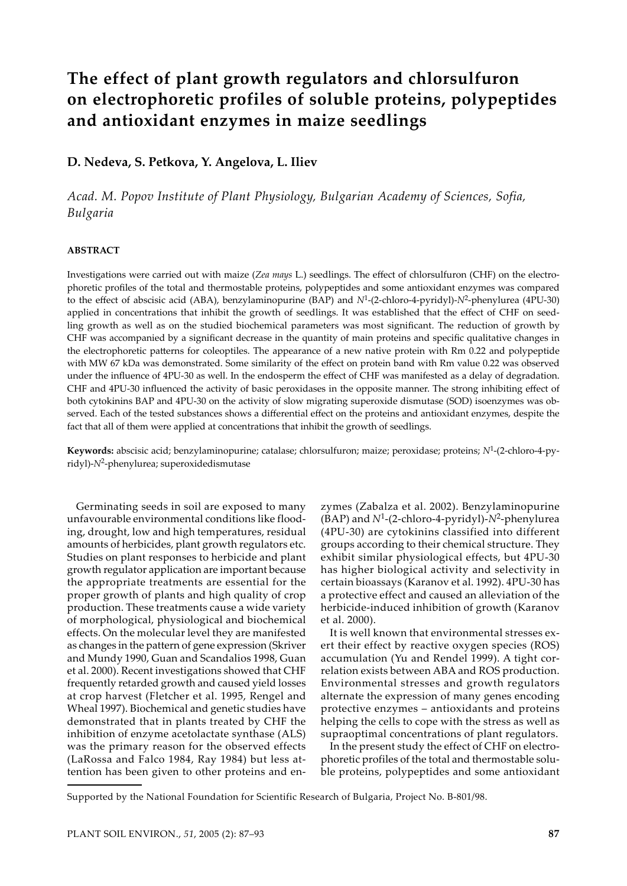# The effect of plant growth regulators and chlorsulfuron on electrophoretic profiles of soluble proteins, polypeptides and antioxidant enzymes in maize seedlings

**D. Nedeva, S. Petkova, Y. Angelova, L. Iliev**

*Acad. M. Popov Institute of Plant Physiology, Bulgarian Academy of Sciences, Sofia, Bulgaria*

## ABSTRACT

Investigations were carried out with maize (*Zea mays* L.) seedlings. The effect of chlorsulfuron (CHF) on the electrophoretic profiles of the total and thermostable proteins, polypeptides and some antioxidant enzymes was compared to the effect of abscisic acid (ABA), benzylaminopurine (BAP) and $N^1$-(2-chloro-4-pyridyl)-$N^2$-phenylurea (4PU-30) applied in concentrations that inhibit the growth of seedlings. It was established that the effect of CHF on seedling growth as well as on the studied biochemical parameters was most significant. The reduction of growth by CHF was accompanied by a significant decrease in the quantity of main proteins and specific qualitative changes in the electrophoretic patterns for coleoptiles. The appearance of a new native protein with Rm 0.22 and polypeptide with MW 67 kDa was demonstrated. Some similarity of the effect on protein band with Rm value 0.22 was observed under the influence of 4PU-30 as well. In the endosperm the effect of CHF was manifested as a delay of degradation. CHF and 4PU-30 influenced the activity of basic peroxidases in the opposite manner. The strong inhibiting effect of both cytokinins BAP and 4PU-30 on the activity of slow migrating superoxide dismutase (SOD) isoenzymes was observed. Each of the tested substances shows a differential effect on the proteins and antioxidant enzymes, despite the fact that all of them were applied at concentrations that inhibit the growth of seedlings.

**Keywords:** abscisic acid; benzylaminopurine; catalase; chlorsulfuron; maize; peroxidase; proteins; $N^1$-(2-chloro-4-pyridyl)-$N^2$-phenylurea; superoxidedismutase

Germinating seeds in soil are exposed to many unfavourable environmental conditions like flooding, drought, low and high temperatures, residual amounts of herbicides, plant growth regulators etc. Studies on plant responses to herbicide and plant growth regulator application are important because the appropriate treatments are essential for the proper growth of plants and high quality of crop production. These treatments cause a wide variety of morphological, physiological and biochemical effects. On the molecular level they are manifested as changes in the pattern of gene expression (Skriver and Mundy 1990, Guan and Scandalios 1998, Guan et al. 2000). Recent investigations showed that CHF frequently retarded growth and caused yield losses at crop harvest (Fletcher et al. 1995, Rengel and Wheal 1997). Biochemical and genetic studies have demonstrated that in plants treated by CHF the inhibition of enzyme acetolactate synthase (ALS) was the primary reason for the observed effects (LaRossa and Falco 1984, Ray 1984) but less attention has been given to other proteins and enzymes (Zabalza et al. 2002). Benzylaminopurine (BAP) and $N^1$-(2-chloro-4-pyridyl)-$N^2$-phenylurea (4PU-30) are cytokinins classified into different groups according to their chemical structure. They exhibit similar physiological effects, but 4PU-30 has higher biological activity and selectivity in certain bioassays (Karanov et al. 1992). 4PU-30 has a protective effect and caused an alleviation of the herbicide-induced inhibition of growth (Karanov et al. 2000).

It is well known that environmental stresses exert their effect by reactive oxygen species (ROS) accumulation (Yu and Rendel 1999). A tight correlation exists between ABA and ROS production. Environmental stresses and growth regulators alternate the expression of many genes encoding protective enzymes – antioxidants and proteins helping the cells to cope with the stress as well as supraoptimal concentrations of plant regulators.

In the present study the effect of CHF on electrophoretic profiles of the total and thermostable soluble proteins, polypeptides and some antioxidant

Supported by the National Foundation for Scientific Research of Bulgaria, Project No. B-801/98.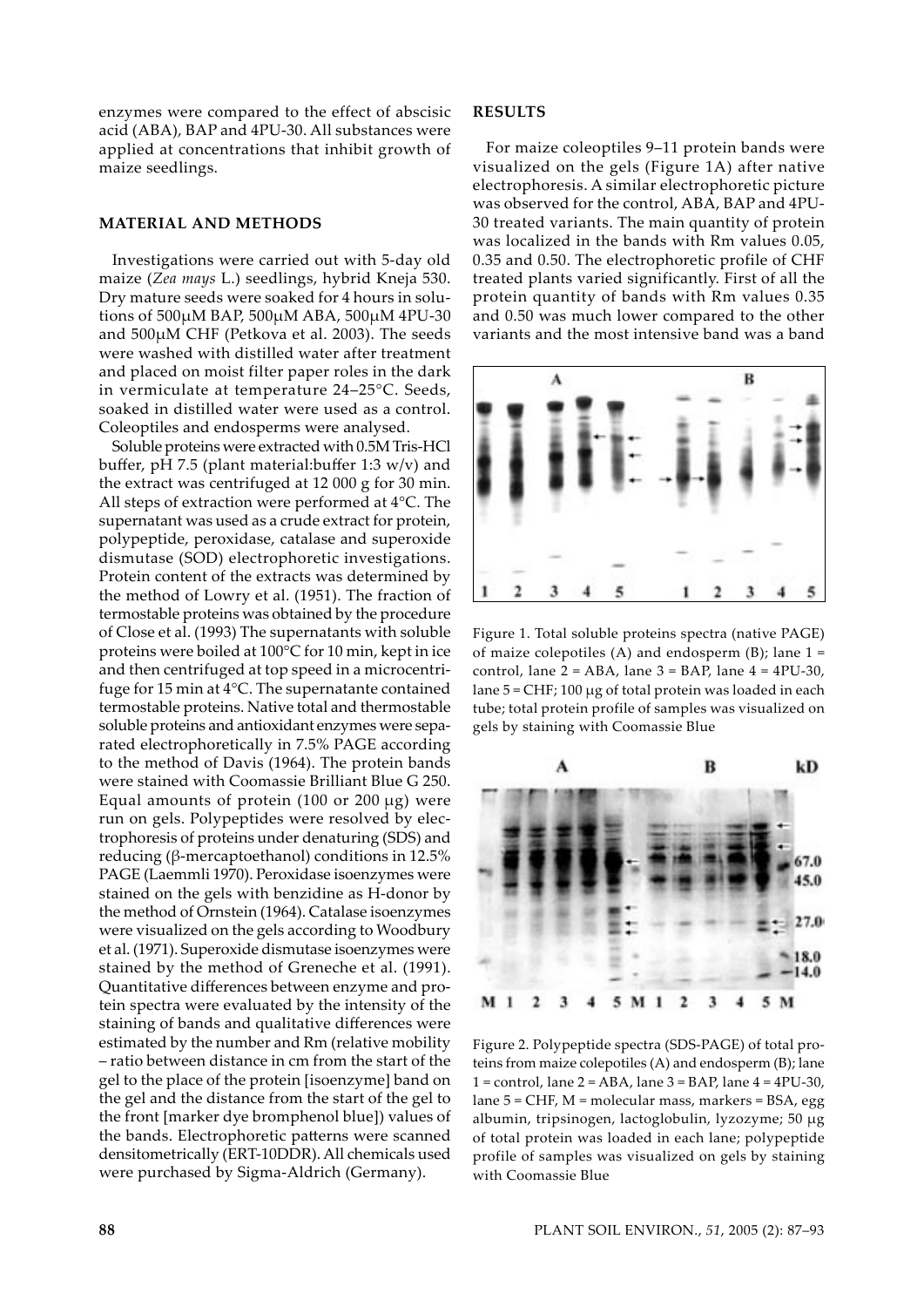enzymes were compared to the effect of abscisic acid (ABA), BAP and 4PU-30. All substances were applied at concentrations that inhibit growth of maize seedlings.

## MATERIAL AND METHODS

Investigations were carried out with 5-day old maize (*Zea mays* L.) seedlings, hybrid Kneja 530. Dry mature seeds were soaked for 4 hours in solutions of 500μM BAP, 500μM ABA, 500μM 4PU-30 and 500μM CHF (Petkova et al. 2003). The seeds were washed with distilled water after treatment and placed on moist filter paper roles in the dark in vermiculate at temperature 24–25°C. Seeds, soaked in distilled water were used as a control. Coleoptiles and endosperms were analysed.

Soluble proteins were extracted with 0.5M Tris-HCl buffer, pH 7.5 (plant material:buffer 1:3 w/v) and the extract was centrifuged at 12 000 g for 30 min. All steps of extraction were performed at 4°C. The supernatant was used as a crude extract for protein, polypeptide, peroxidase, catalase and superoxide dismutase (SOD) electrophoretic investigations. Protein content of the extracts was determined by the method of Lowry et al. (1951). The fraction of termostable proteins was obtained by the procedure of Close et al. (1993) The supernatants with soluble proteins were boiled at 100°C for 10 min, kept in ice and then centrifuged at top speed in a microcentrifuge for 15 min at 4°C. The supernatante contained termostable proteins. Native total and thermostable soluble proteins and antioxidant enzymes were separated electrophoretically in 7.5% PAGE according to the method of Davis (1964). The protein bands were stained with Coomassie Brilliant Blue G 250. Equal amounts of protein (100 or 200 μg) were run on gels. Polypeptides were resolved by electrophoresis of proteins under denaturing (SDS) and reducing (β-mercaptoethanol) conditions in 12.5% PAGE (Laemmli 1970). Peroxidase isoenzymes were stained on the gels with benzidine as H-donor by the method of Ornstein (1964). Catalase isoenzymes were visualized on the gels according to Woodbury et al. (1971). Superoxide dismutase isoenzymes were stained by the method of Greneche et al. (1991). Quantitative differences between enzyme and protein spectra were evaluated by the intensity of the staining of bands and qualitative differences were estimated by the number and Rm (relative mobility – ratio between distance in cm from the start of the gel to the place of the protein [isoenzyme] band on the gel and the distance from the start of the gel to the front [marker dye bromphenol blue]) values of the bands. Electrophoretic patterns were scanned densitometrically (ERT-10DDR). All chemicals used were purchased by Sigma-Aldrich (Germany).

## RESULTS

For maize coleoptiles 9–11 protein bands were visualized on the gels (Figure 1A) after native electrophoresis. A similar electrophoretic picture was observed for the control, ABA, BAP and 4PU-30 treated variants. The main quantity of protein was localized in the bands with Rm values 0.05, 0.35 and 0.50. The electrophoretic profile of CHF treated plants varied significantly. First of all the protein quantity of bands with Rm values 0.35 and 0.50 was much lower compared to the other variants and the most intensive band was a band

Figure 1. Total soluble proteins spectra (native PAGE) of maize colepotiles (A) and endosperm (B); lane 1 = control, lane 2 = ABA, lane 3 = BAP, lane 4 = 4PU-30, lane 5 = CHF; 100 μg of total protein was loaded in each tube; total protein profile of samples was visualized on gels by staining with Coomassie Blue

Figure 2. Polypeptide spectra (SDS-PAGE) of total proteins from maize colepotiles (A) and endosperm (B); lane 1 = control, lane 2 = ABA, lane 3 = BAP, lane 4 = 4PU-30, lane 5 = CHF, M = molecular mass, markers = BSA, egg albumin, tripsinogen, lactoglobulin, lyzozyme; 50 μg of total protein was loaded in each lane; polypeptide profile of samples was visualized on gels by staining with Coomassie Blue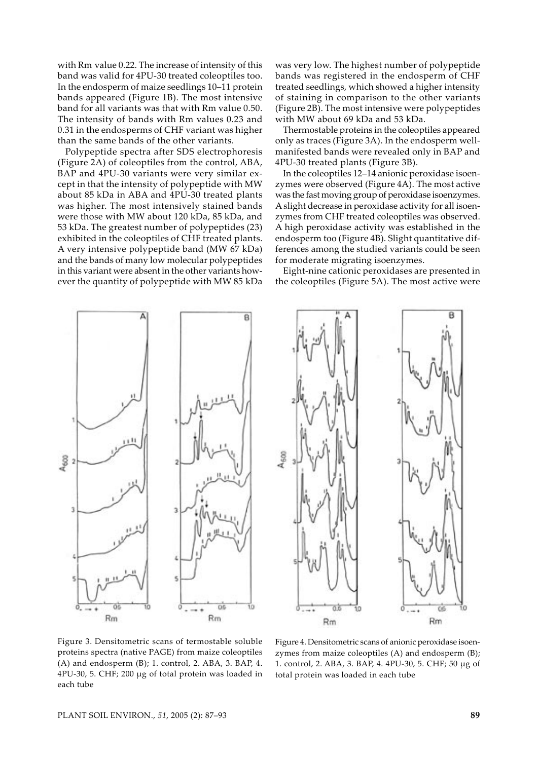with Rm value 0.22. The increase of intensity of this band was valid for 4PU-30 treated coleoptiles too. In the endosperm of maize seedlings 10–11 protein bands appeared (Figure 1B). The most intensive band for all variants was that with Rm value 0.50. The intensity of bands with Rm values 0.23 and 0.31 in the endosperms of CHF variant was higher than the same bands of the other variants.

Polypeptide spectra after SDS electrophoresis (Figure 2A) of coleoptiles from the control, ABA, BAP and 4PU-30 variants were very similar except in that the intensity of polypeptide with MW about 85 kDa in ABA and 4PU-30 treated plants was higher. The most intensively stained bands were those with MW about 120 kDa, 85 kDa, and 53 kDa. The greatest number of polypeptides (23) exhibited in the coleoptiles of CHF treated plants. A very intensive polypeptide band (MW 67 kDa) and the bands of many low molecular polypeptides in this variant were absent in the other variants however the quantity of polypeptide with MW 85 kDa was very low. The highest number of polypeptide bands was registered in the endosperm of CHF treated seedlings, which showed a higher intensity of staining in comparison to the other variants (Figure 2B). The most intensive were polypeptides with MW about 69 kDa and 53 kDa.

Thermostable proteins in the coleoptiles appeared only as traces (Figure 3A). In the endosperm well-manifested bands were revealed only in BAP and 4PU-30 treated plants (Figure 3B).

In the coleoptiles 12–14 anionic peroxidase isoenzymes were observed (Figure 4A). The most active was the fast moving group of peroxidase isoenzymes. A slight decrease in peroxidase activity for all isoenzymes from CHF treated coleoptiles was observed. A high peroxidase activity was established in the endosperm too (Figure 4B). Slight quantitative differences among the studied variants could be seen for moderate migrating isoenzymes.

Eight-nine cationic peroxidases are presented in the coleoptiles (Figure 5A). The most active were

Figure 3. Densitometric scans of termostable soluble proteins spectra (native PAGE) from maize coleoptiles (A) and endosperm (B); 1. control, 2. ABA, 3. BAP, 4. 4PU-30, 5. CHF; 200 μg of total protein was loaded in each tube

Figure 4. Densitometric scans of anionic peroxidase isoenzymes from maize coleoptiles (A) and endosperm (B); 1. control, 2. ABA, 3. BAP, 4. 4PU-30, 5. CHF; 50 μg of total protein was loaded in each tube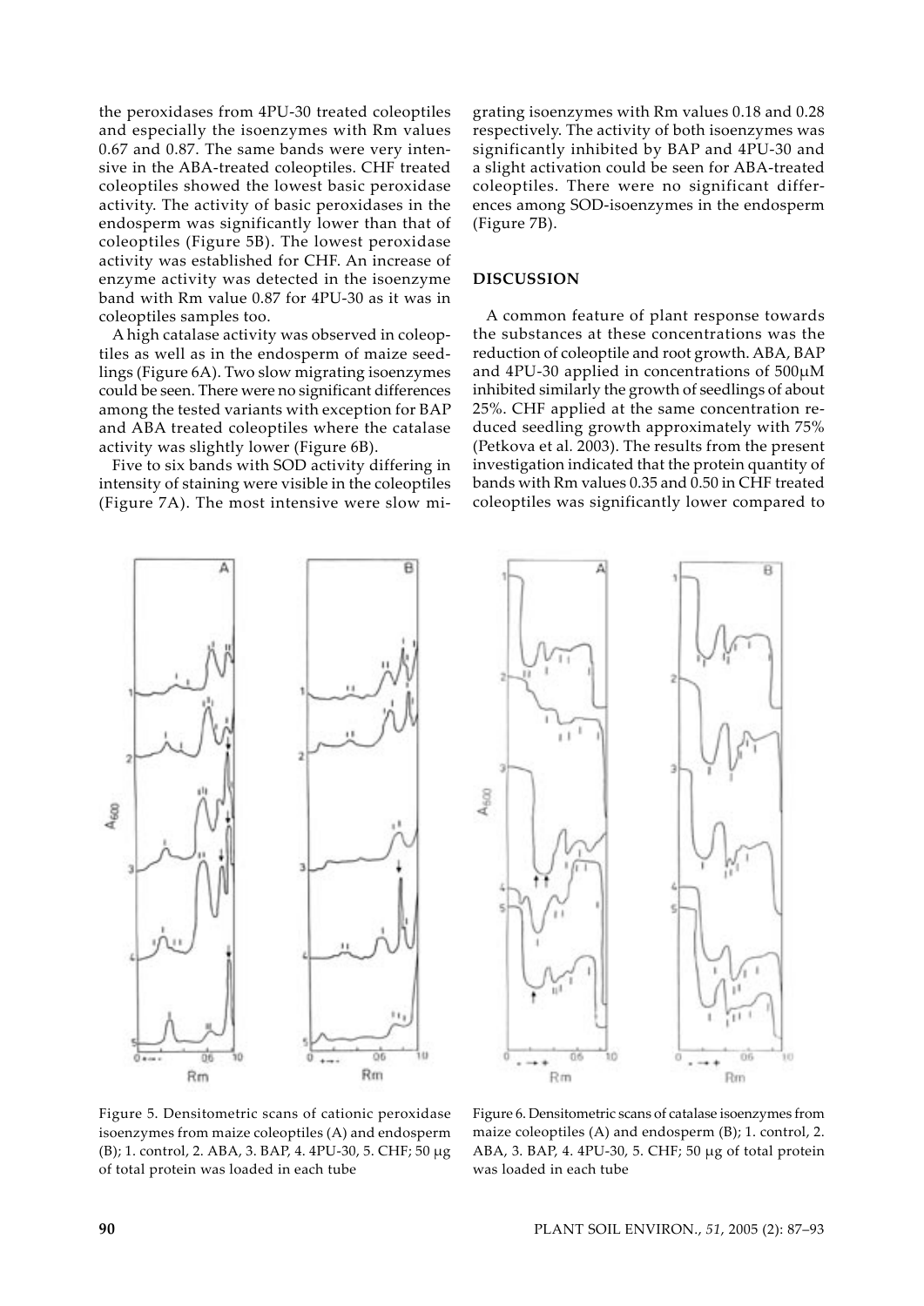the peroxidases from 4PU-30 treated coleoptiles and especially the isoenzymes with Rm values 0.67 and 0.87. The same bands were very intensive in the ABA-treated coleoptiles. CHF treated coleoptiles showed the lowest basic peroxidase activity. The activity of basic peroxidases in the endosperm was significantly lower than that of coleoptiles (Figure 5B). The lowest peroxidase activity was established for CHF. An increase of enzyme activity was detected in the isoenzyme band with Rm value 0.87 for 4PU-30 as it was in coleoptiles samples too.

A high catalase activity was observed in coleoptiles as well as in the endosperm of maize seedlings (Figure 6A). Two slow migrating isoenzymes could be seen. There were no significant differences among the tested variants with exception for BAP and ABA treated coleoptiles where the catalase activity was slightly lower (Figure 6B).

Five to six bands with SOD activity differing in intensity of staining were visible in the coleoptiles (Figure 7A). The most intensive were slow migrating isoenzymes with Rm values 0.18 and 0.28 respectively. The activity of both isoenzymes was significantly inhibited by BAP and 4PU-30 and a slight activation could be seen for ABA-treated coleoptiles. There were no significant differences among SOD-isoenzymes in the endosperm (Figure 7B).

## DISCUSSION

A common feature of plant response towards the substances at these concentrations was the reduction of coleoptile and root growth. ABA, BAP and 4PU-30 applied in concentrations of 500μM inhibited similarly the growth of seedlings of about 25%. CHF applied at the same concentration reduced seedling growth approximately with 75% (Petkova et al. 2003). The results from the present investigation indicated that the protein quantity of bands with Rm values 0.35 and 0.50 in CHF treated coleoptiles was significantly lower compared to

Figure 5. Densitometric scans of cationic peroxidase isoenzymes from maize coleoptiles (A) and endosperm (B); 1. control, 2. ABA, 3. BAP, 4. 4PU-30, 5. CHF; 50 μg of total protein was loaded in each tube

Figure 6. Densitometric scans of catalase isoenzymes from maize coleoptiles (A) and endosperm (B); 1. control, 2. ABA, 3. BAP, 4. 4PU-30, 5. CHF; 50 μg of total protein was loaded in each tube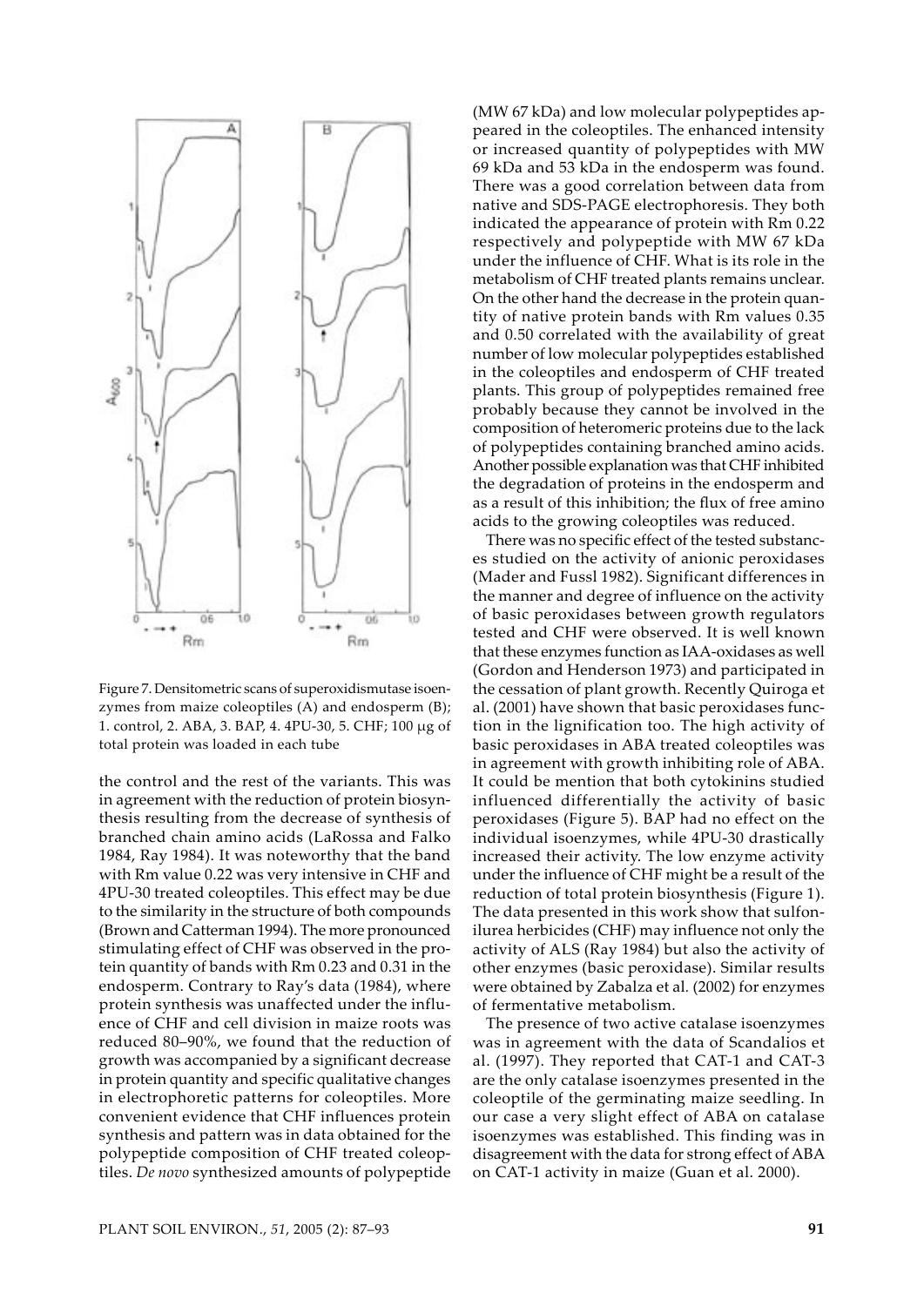Figure 7. Densitometric scans of superoxidismutase isoenzymes from maize coleoptiles (A) and endosperm (B); 1. control, 2. ABA, 3. BAP, 4. 4PU-30, 5. CHF; 100 μg of total protein was loaded in each tube

the control and the rest of the variants. This was in agreement with the reduction of protein biosynthesis resulting from the decrease of synthesis of branched chain amino acids (LaRossa and Falko 1984, Ray 1984). It was noteworthy that the band with Rm value 0.22 was very intensive in CHF and 4PU-30 treated coleoptiles. This effect may be due to the similarity in the structure of both compounds (Brown and Catterman 1994). The more pronounced stimulating effect of CHF was observed in the protein quantity of bands with Rm 0.23 and 0.31 in the endosperm. Contrary to Ray's data (1984), where protein synthesis was unaffected under the influence of CHF and cell division in maize roots was reduced 80–90%, we found that the reduction of growth was accompanied by a significant decrease in protein quantity and specific qualitative changes in electrophoretic patterns for coleoptiles. More convenient evidence that CHF influences protein synthesis and pattern was in data obtained for the polypeptide composition of CHF treated coleoptiles. *De novo* synthesized amounts of polypeptide (MW 67 kDa) and low molecular polypeptides appeared in the coleoptiles. The enhanced intensity or increased quantity of polypeptides with MW 69 kDa and 53 kDa in the endosperm was found. There was a good correlation between data from native and SDS-PAGE electrophoresis. They both indicated the appearance of protein with Rm 0.22 respectively and polypeptide with MW 67 kDa under the influence of CHF. What is its role in the metabolism of CHF treated plants remains unclear. On the other hand the decrease in the protein quantity of native protein bands with Rm values 0.35 and 0.50 correlated with the availability of great number of low molecular polypeptides established in the coleoptiles and endosperm of CHF treated plants. This group of polypeptides remained free probably because they cannot be involved in the composition of heteromeric proteins due to the lack of polypeptides containing branched amino acids. Another possible explanation was that CHF inhibited the degradation of proteins in the endosperm and as a result of this inhibition; the flux of free amino acids to the growing coleoptiles was reduced.

There was no specific effect of the tested substances studied on the activity of anionic peroxidases (Mader and Fussl 1982). Significant differences in the manner and degree of influence on the activity of basic peroxidases between growth regulators tested and CHF were observed. It is well known that these enzymes function as IAA-oxidases as well (Gordon and Henderson 1973) and participated in the cessation of plant growth. Recently Quiroga et al. (2001) have shown that basic peroxidases function in the lignification too. The high activity of basic peroxidases in ABA treated coleoptiles was in agreement with growth inhibiting role of ABA. It could be mention that both cytokinins studied influenced differentially the activity of basic peroxidases (Figure 5). BAP had no effect on the individual isoenzymes, while 4PU-30 drastically increased their activity. The low enzyme activity under the influence of CHF might be a result of the reduction of total protein biosynthesis (Figure 1). The data presented in this work show that sulfonilurea herbicides (CHF) may influence not only the activity of ALS (Ray 1984) but also the activity of other enzymes (basic peroxidase). Similar results were obtained by Zabalza et al. (2002) for enzymes of fermentative metabolism.

The presence of two active catalase isoenzymes was in agreement with the data of Scandalios et al. (1997). They reported that CAT-1 and CAT-3 are the only catalase isoenzymes presented in the coleoptile of the germinating maize seedling. In our case a very slight effect of ABA on catalase isoenzymes was established. This finding was in disagreement with the data for strong effect of ABA on CAT-1 activity in maize (Guan et al. 2000).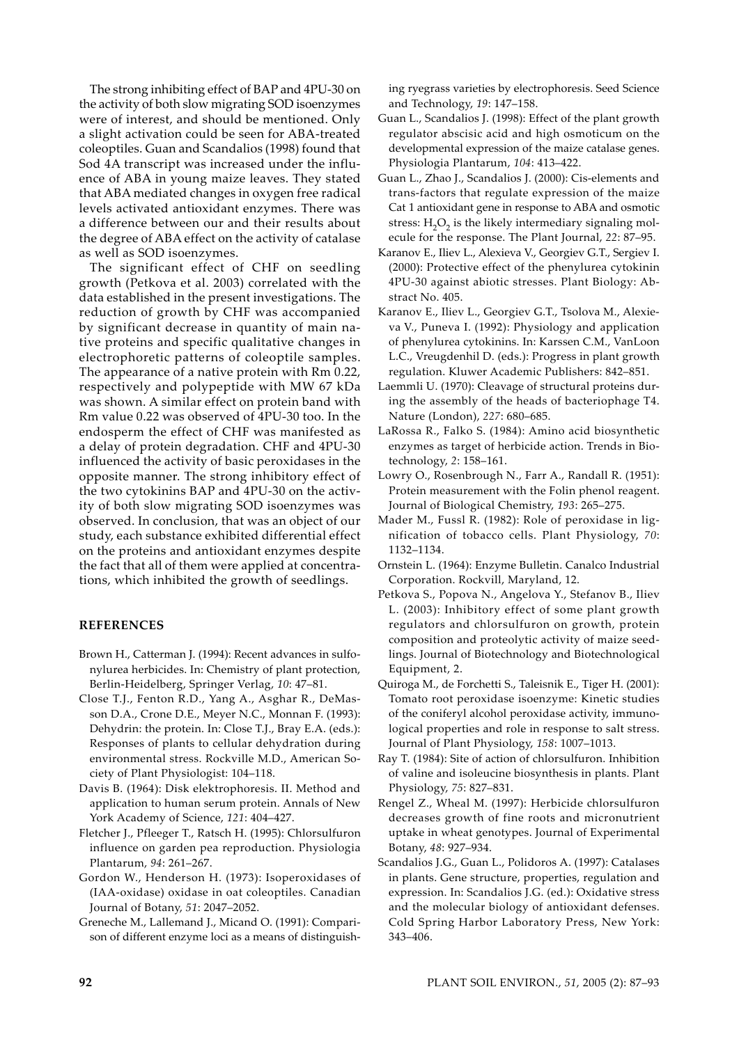The strong inhibiting effect of BAP and 4PU-30 on the activity of both slow migrating SOD isoenzymes were of interest, and should be mentioned. Only a slight activation could be seen for ABA-treated coleoptiles. Guan and Scandalios (1998) found that Sod 4A transcript was increased under the influence of ABA in young maize leaves. They stated that ABA mediated changes in oxygen free radical levels activated antioxidant enzymes. There was a difference between our and their results about the degree of ABA effect on the activity of catalase as well as SOD isoenzymes.

The significant effect of CHF on seedling growth (Petkova et al. 2003) correlated with the data established in the present investigations. The reduction of growth by CHF was accompanied by significant decrease in quantity of main native proteins and specific qualitative changes in electrophoretic patterns of coleoptile samples. The appearance of a native protein with Rm 0.22, respectively and polypeptide with MW 67 kDa was shown. A similar effect on protein band with Rm value 0.22 was observed of 4PU-30 too. In the endosperm the effect of CHF was manifested as a delay of protein degradation. CHF and 4PU-30 influenced the activity of basic peroxidases in the opposite manner. The strong inhibitory effect of the two cytokinins BAP and 4PU-30 on the activity of both slow migrating SOD isoenzymes was observed. In conclusion, that was an object of our study, each substance exhibited differential effect on the proteins and antioxidant enzymes despite the fact that all of them were applied at concentrations, which inhibited the growth of seedlings.

## REFERENCES

Brown H., Catterman J. (1994): Recent advances in sulfonylurea herbicides. In: Chemistry of plant protection, Berlin-Heidelberg, Springer Verlag, *10*: 47–81.

Close T.J., Fenton R.D., Yang A., Asghar R., DeMasson D.A., Crone D.E., Meyer N.C., Monnan F. (1993): Dehydrin: the protein. In: Close T.J., Bray E.A. (eds.): Responses of plants to cellular dehydration during environmental stress. Rockville M.D., American Society of Plant Physiologist: 104–118.

Davis B. (1964): Disk elektrophoresis. II. Method and application to human serum protein. Annals of New York Academy of Science, *121*: 404–427.

Fletcher J., Pfleeger T., Ratsch H. (1995): Chlorsulfuron influence on garden pea reproduction. Physiologia Plantarum, *94*: 261–267.

Gordon W., Henderson H. (1973): Isoperoxidases of (IAA-oxidase) oxidase in oat coleoptiles. Canadian Journal of Botany, *51*: 2047–2052.

Greneche M., Lallemand J., Micand O. (1991): Comparison of different enzyme loci as a means of distinguishing ryegrass varieties by electrophoresis. Seed Science and Technology, *19*: 147–158.

Guan L., Scandalios J. (1998): Effect of the plant growth regulator abscisic acid and high osmoticum on the developmental expression of the maize catalase genes. Physiologia Plantarum, *104*: 413–422.

Guan L., Zhao J., Scandalios J. (2000): Cis-elements and trans-factors that regulate expression of the maize Cat 1 antioxidant gene in response to ABA and osmotic stress: $H_2O_2$ is the likely intermediary signaling molecule for the response. The Plant Journal, *22*: 87–95.

Karanov E., Iliev L., Alexieva V., Georgiev G.T., Sergiev I. (2000): Protective effect of the phenylurea cytokinin 4PU-30 against abiotic stresses. Plant Biology: Abstract No. 405.

Karanov E., Iliev L., Georgiev G.T., Tsolova M., Alexieva V., Puneva I. (1992): Physiology and application of phenylurea cytokinins. In: Karssen C.M., VanLoon L.C., Vreugdenhil D. (eds.): Progress in plant growth regulation. Kluwer Academic Publishers: 842–851.

Laemmli U. (1970): Cleavage of structural proteins during the assembly of the heads of bacteriophage T4. Nature (London), *227*: 680–685.

LaRossa R., Falko S. (1984): Amino acid biosynthetic enzymes as target of herbicide action. Trends in Biotechnology, *2*: 158–161.

Lowry O., Rosenbrough N., Farr A., Randall R. (1951): Protein measurement with the Folin phenol reagent. Journal of Biological Chemistry, *193*: 265–275.

Mader M., Fussl R. (1982): Role of peroxidase in lignification of tobacco cells. Plant Physiology, *70*: 1132–1134.

Ornstein L. (1964): Enzyme Bulletin. Canalco Industrial Corporation. Rockvill, Maryland, 12.

Petkova S., Popova N., Angelova Y., Stefanov B., Iliev L. (2003): Inhibitory effect of some plant growth regulators and chlorsulfuron on growth, protein composition and proteolytic activity of maize seedlings. Journal of Biotechnology and Biotechnological Equipment, 2.

Quiroga M., de Forchetti S., Taleisnik E., Tiger H. (2001): Tomato root peroxidase isoenzyme: Kinetic studies of the coniferyl alcohol peroxidase activity, immunological properties and role in response to salt stress. Journal of Plant Physiology, *158*: 1007–1013.

Ray T. (1984): Site of action of chlorsulfuron. Inhibition of valine and isoleucine biosynthesis in plants. Plant Physiology, *75*: 827–831.

Rengel Z., Wheal M. (1997): Herbicide chlorsulfuron decreases growth of fine roots and micronutrient uptake in wheat genotypes. Journal of Experimental Botany, *48*: 927–934.

Scandalios J.G., Guan L., Polidoros A. (1997): Catalases in plants. Gene structure, properties, regulation and expression. In: Scandalios J.G. (ed.): Oxidative stress and the molecular biology of antioxidant defenses. Cold Spring Harbor Laboratory Press, New York: 343–406.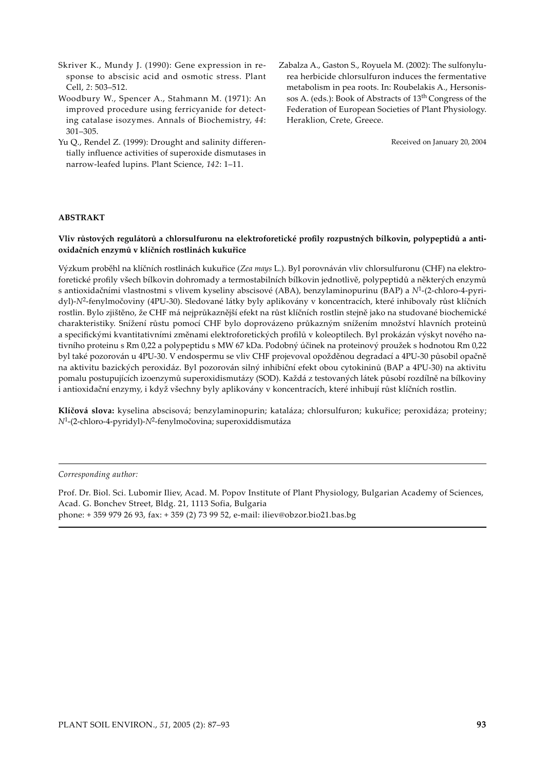Skriver K., Mundy J. (1990): Gene expression in response to abscisic acid and osmotic stress. Plant Cell, *2*: 503–512.

Woodbury W., Spencer A., Stahmann M. (1971): An improved procedure using ferricyanide for detecting catalase isozymes. Annals of Biochemistry, *44*: 301–305.

Yu Q., Rendel Z. (1999): Drought and salinity differentially influence activities of superoxide dismutases in narrow-leafed lupins. Plant Science, *142*: 1–11.

Zabalza A., Gaston S., Royuela M. (2002): The sulfonylurea herbicide chlorsulfuron induces the fermentative metabolism in pea roots. In: Roubelakis A., Hersonissos A. (eds.): Book of Abstracts of 13$^{th}$ Congress of the Federation of European Societies of Plant Physiology. Heraklion, Crete, Greece.

Received on January 20, 2004

## ABSTRAKT

### Vliv růstových regulátorů a chlorsulfuronu na elektroforetické profily rozpustných bílkovin, polypeptidů a antioxidačních enzymů v klíčních rostlinách kukuřice

Výzkum proběhl na klíčních rostlinách kukuřice (*Zea mays* L.). Byl porovnáván vliv chlorsulfuronu (CHF) na elektroforetické profily všech bílkovin dohromady a termostabilních bílkovin jednotlivě, polypeptidů a některých enzymů s antioxidačními vlastnostmi s vlivem kyseliny abscisové (ABA), benzylaminopurinu (BAP) a *N*$^1$-(2-chloro-4-pyridyl)-*N*$^2$-fenylmočoviny (4PU-30). Sledované látky byly aplikovány v koncentracích, které inhibovaly růst klíčních rostlin. Bylo zjištěno, že CHF má nejprůkaznější efekt na růst klíčních rostlin stejně jako na studované biochemické charakteristiky. Snížení růstu pomocí CHF bylo doprovázeno průkazným snížením množství hlavních proteinů a specifickými kvantitativními změnami elektroforetických profilů v koleoptilech. Byl prokázán výskyt nového nativního proteinu s Rm 0,22 a polypeptidu s MW 67 kDa. Podobný účinek na proteinový proužek s hodnotou Rm 0,22 byl také pozorován u 4PU-30. V endospermu se vliv CHF projevoval opožděnou degradací a 4PU-30 působil opačně na aktivitu bazických peroxidáz. Byl pozorován silný inhibiční efekt obou cytokininů (BAP a 4PU-30) na aktivitu pomalu postupujících izoenzymů superoxidismutázy (SOD). Každá z testovaných látek působí rozdílně na bílkoviny i antioxidační enzymy, i když všechny byly aplikovány v koncentracích, které inhibují růst klíčních rostlin.

**Klíčová slova:** kyselina abscisová; benzylaminopurin; kataláza; chlorsulfuron; kukuřice; peroxidáza; proteiny; *N*$^1$-(2-chloro-4-pyridyl)-*N*$^2$-fenylmočovina; superoxiddismutáza

---

*Corresponding author:*

Prof. Dr. Biol. Sci. Lubomir Iliev, Acad. M. Popov Institute of Plant Physiology, Bulgarian Academy of Sciences, Acad. G. Bonchev Street, Bldg. 21, 1113 Sofia, Bulgaria
phone: + 359 979 26 93, fax: + 359 (2) 73 99 52, e-mail: iliev@obzor.bio21.bas.bg